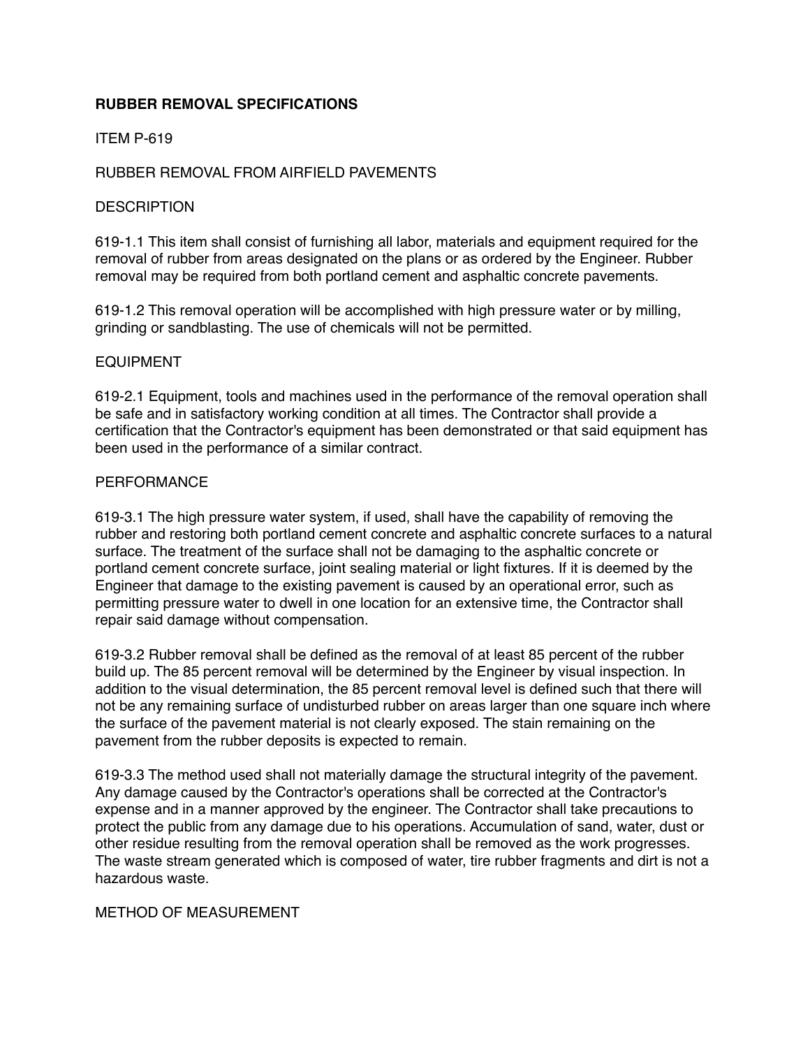**RUBBER REMOVAL SPECIFICATIONS**

ITEM P-619

RUBBER REMOVAL FROM AIRFIELD PAVEMENTS

DESCRIPTION

619-1.1 This item shall consist of furnishing all labor, materials and equipment required for the removal of rubber from areas designated on the plans or as ordered by the Engineer. Rubber removal may be required from both portland cement and asphaltic concrete pavements.

619-1.2 This removal operation will be accomplished with high pressure water or by milling, grinding or sandblasting. The use of chemicals will not be permitted.

EQUIPMENT

619-2.1 Equipment, tools and machines used in the performance of the removal operation shall be safe and in satisfactory working condition at all times. The Contractor shall provide a certification that the Contractor's equipment has been demonstrated or that said equipment has been used in the performance of a similar contract.

PERFORMANCE

619-3.1 The high pressure water system, if used, shall have the capability of removing the rubber and restoring both portland cement concrete and asphaltic concrete surfaces to a natural surface. The treatment of the surface shall not be damaging to the asphaltic concrete or portland cement concrete surface, joint sealing material or light fixtures. If it is deemed by the Engineer that damage to the existing pavement is caused by an operational error, such as permitting pressure water to dwell in one location for an extensive time, the Contractor shall repair said damage without compensation.

619-3.2 Rubber removal shall be defined as the removal of at least 85 percent of the rubber build up. The 85 percent removal will be determined by the Engineer by visual inspection. In addition to the visual determination, the 85 percent removal level is defined such that there will not be any remaining surface of undisturbed rubber on areas larger than one square inch where the surface of the pavement material is not clearly exposed. The stain remaining on the pavement from the rubber deposits is expected to remain.

619-3.3 The method used shall not materially damage the structural integrity of the pavement. Any damage caused by the Contractor's operations shall be corrected at the Contractor's expense and in a manner approved by the engineer. The Contractor shall take precautions to protect the public from any damage due to his operations. Accumulation of sand, water, dust or other residue resulting from the removal operation shall be removed as the work progresses. The waste stream generated which is composed of water, tire rubber fragments and dirt is not a hazardous waste.

METHOD OF MEASUREMENT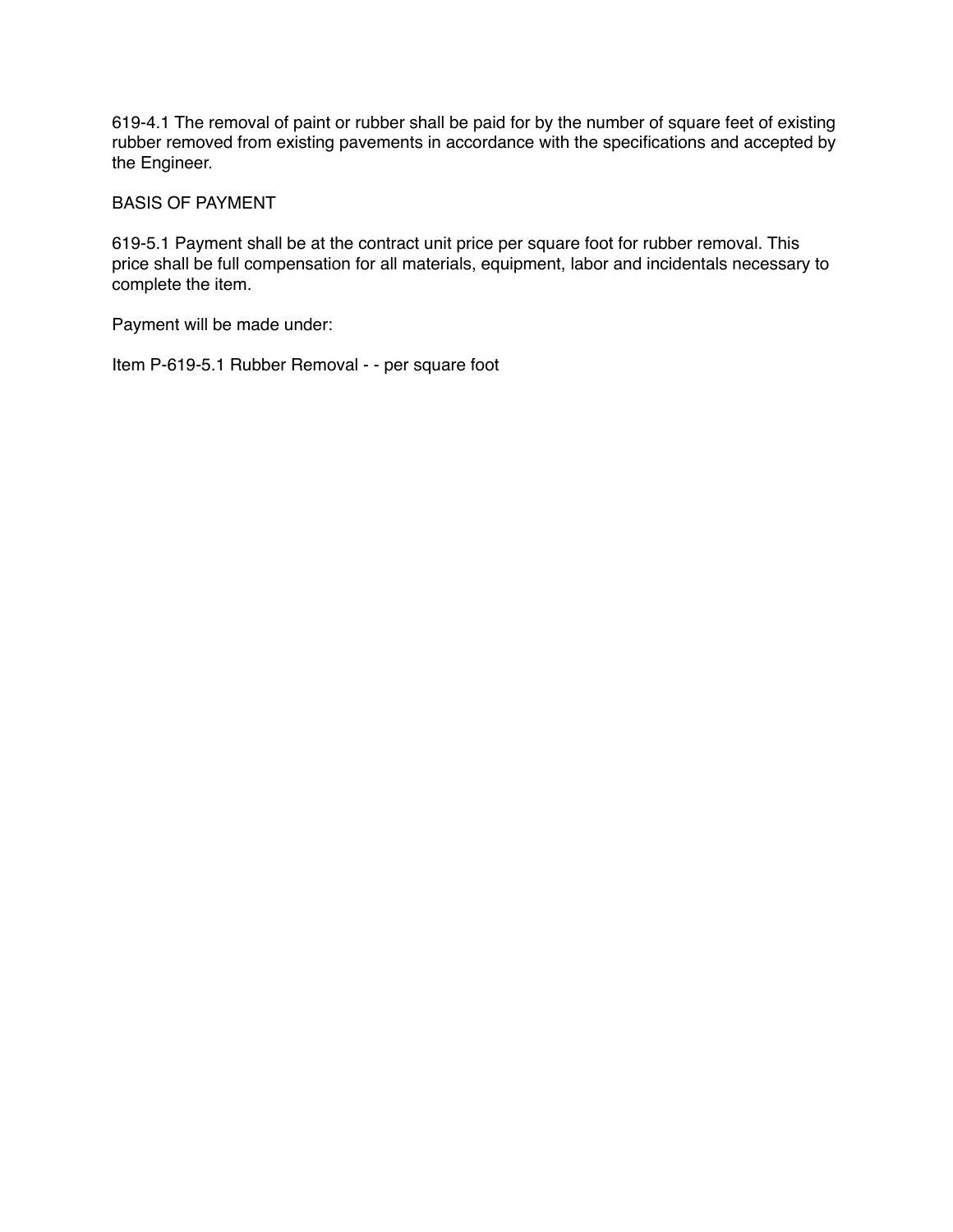619-4.1 The removal of paint or rubber shall be paid for by the number of square feet of existing rubber removed from existing pavements in accordance with the specifications and accepted by the Engineer.

## BASIS OF PAYMENT

619-5.1 Payment shall be at the contract unit price per square foot for rubber removal. This price shall be full compensation for all materials, equipment, labor and incidentals necessary to complete the item.

Payment will be made under:

Item P-619-5.1 Rubber Removal - - per square foot